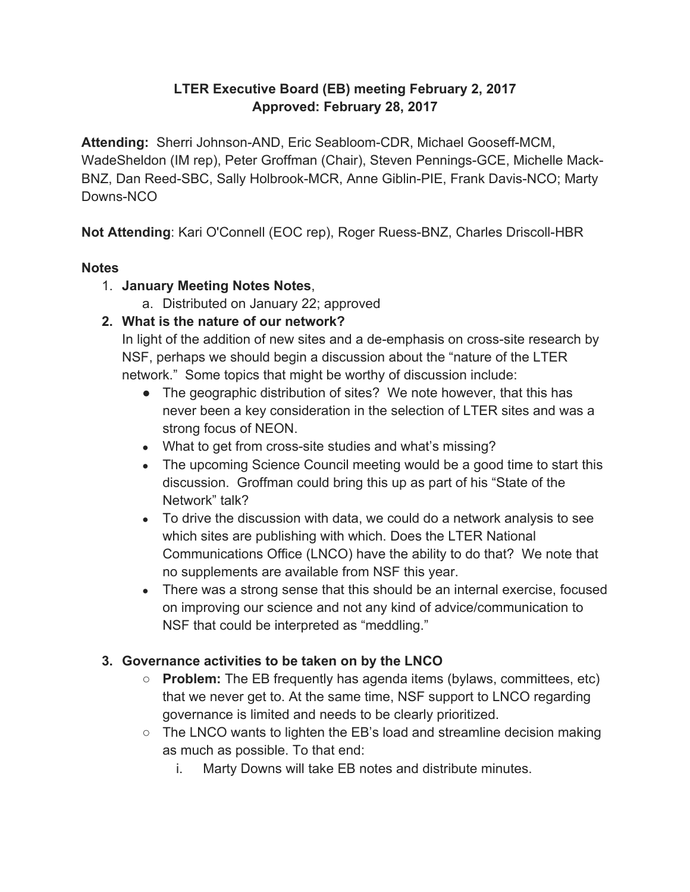**LTER Executive Board (EB) meeting February 2, 2017**
**Approved: February 28, 2017**

**Attending:** Sherri Johnson-AND, Eric Seabloom-CDR, Michael Gooseff-MCM, WadeSheldon (IM rep), Peter Groffman (Chair), Steven Pennings-GCE, Michelle Mack-BNZ, Dan Reed-SBC, Sally Holbrook-MCR, Anne Giblin-PIE, Frank Davis-NCO; Marty Downs-NCO

**Not Attending**: Kari O'Connell (EOC rep), Roger Ruess-BNZ, Charles Driscoll-HBR

**Notes**

1. **January Meeting Notes Notes**,
    a. Distributed on January 22; approved
2. **What is the nature of our network?**
   In light of the addition of new sites and a de-emphasis on cross-site research by NSF, perhaps we should begin a discussion about the "nature of the LTER network." Some topics that might be worthy of discussion include:
    - The geographic distribution of sites? We note however, that this has never been a key consideration in the selection of LTER sites and was a strong focus of NEON.
    - What to get from cross-site studies and what's missing?
    - The upcoming Science Council meeting would be a good time to start this discussion. Groffman could bring this up as part of his "State of the Network" talk?
    - To drive the discussion with data, we could do a network analysis to see which sites are publishing with which. Does the LTER National Communications Office (LNCO) have the ability to do that? We note that no supplements are available from NSF this year.
    - There was a strong sense that this should be an internal exercise, focused on improving our science and not any kind of advice/communication to NSF that could be interpreted as "meddling."

3. **Governance activities to be taken on by the LNCO**
    - **Problem:** The EB frequently has agenda items (bylaws, committees, etc) that we never get to. At the same time, NSF support to LNCO regarding governance is limited and needs to be clearly prioritized.
    - The LNCO wants to lighten the EB's load and streamline decision making as much as possible. To that end:
        i. Marty Downs will take EB notes and distribute minutes.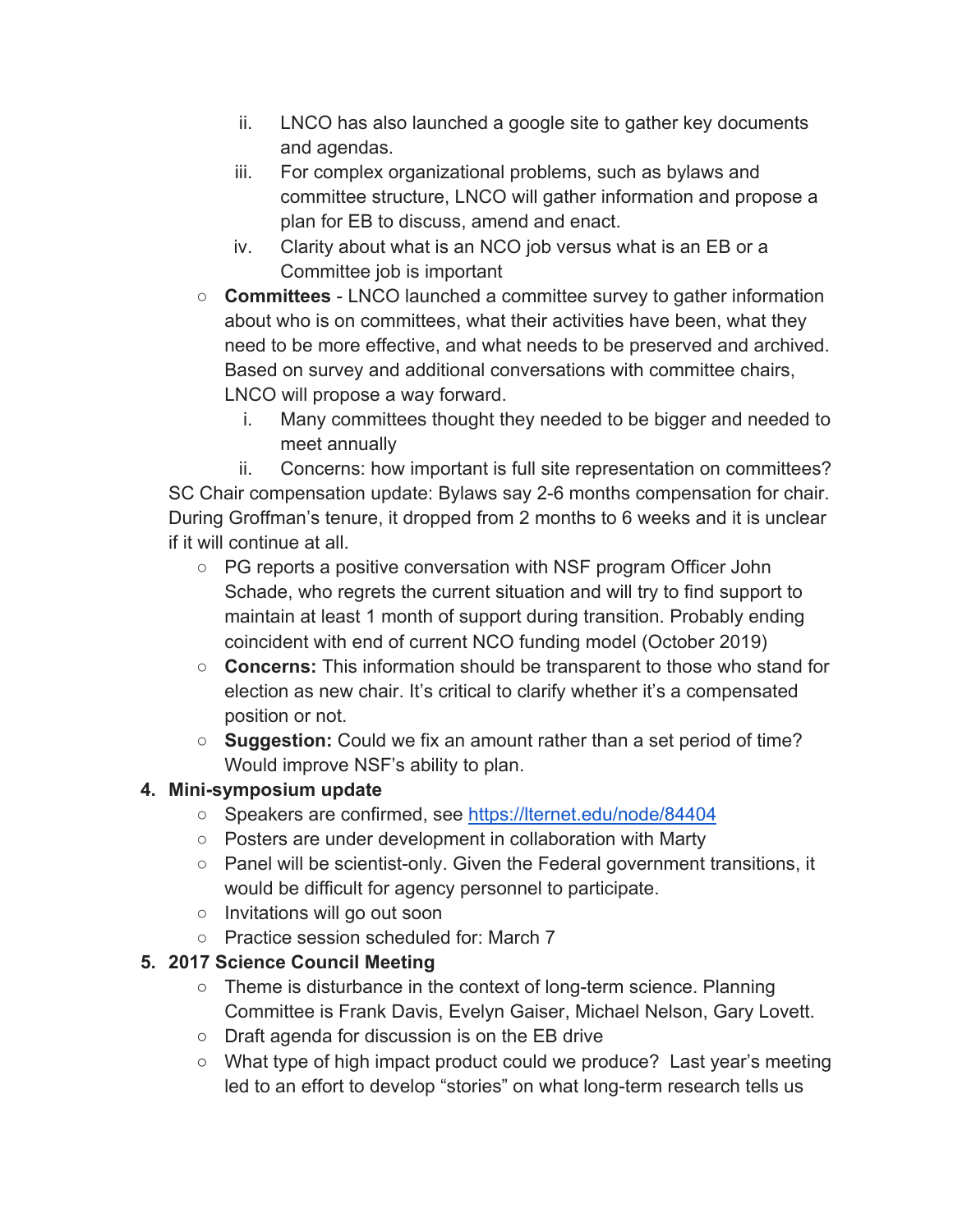ii. LNCO has also launched a google site to gather key documents and agendas.
   iii. For complex organizational problems, such as bylaws and committee structure, LNCO will gather information and propose a plan for EB to discuss, amend and enact.
   iv. Clarity about what is an NCO job versus what is an EB or a Committee job is important

- **Committees** - LNCO launched a committee survey to gather information about who is on committees, what their activities have been, what they need to be more effective, and what needs to be preserved and archived. Based on survey and additional conversations with committee chairs, LNCO will propose a way forward.
   i. Many committees thought they needed to be bigger and needed to meet annually
   ii. Concerns: how important is full site representation on committees?

SC Chair compensation update: Bylaws say 2-6 months compensation for chair. During Groffman's tenure, it dropped from 2 months to 6 weeks and it is unclear if it will continue at all.

- PG reports a positive conversation with NSF program Officer John Schade, who regrets the current situation and will try to find support to maintain at least 1 month of support during transition. Probably ending coincident with end of current NCO funding model (October 2019)
- **Concerns:** This information should be transparent to those who stand for election as new chair. It's critical to clarify whether it's a compensated position or not.
- **Suggestion:** Could we fix an amount rather than a set period of time? Would improve NSF's ability to plan.

4. **Mini-symposium update**
   - Speakers are confirmed, see https://lternet.edu/node/84404
   - Posters are under development in collaboration with Marty
   - Panel will be scientist-only. Given the Federal government transitions, it would be difficult for agency personnel to participate.
   - Invitations will go out soon
   - Practice session scheduled for: March 7
5. **2017 Science Council Meeting**
   - Theme is disturbance in the context of long-term science. Planning Committee is Frank Davis, Evelyn Gaiser, Michael Nelson, Gary Lovett.
   - Draft agenda for discussion is on the EB drive
   - What type of high impact product could we produce? Last year's meeting led to an effort to develop "stories" on what long-term research tells us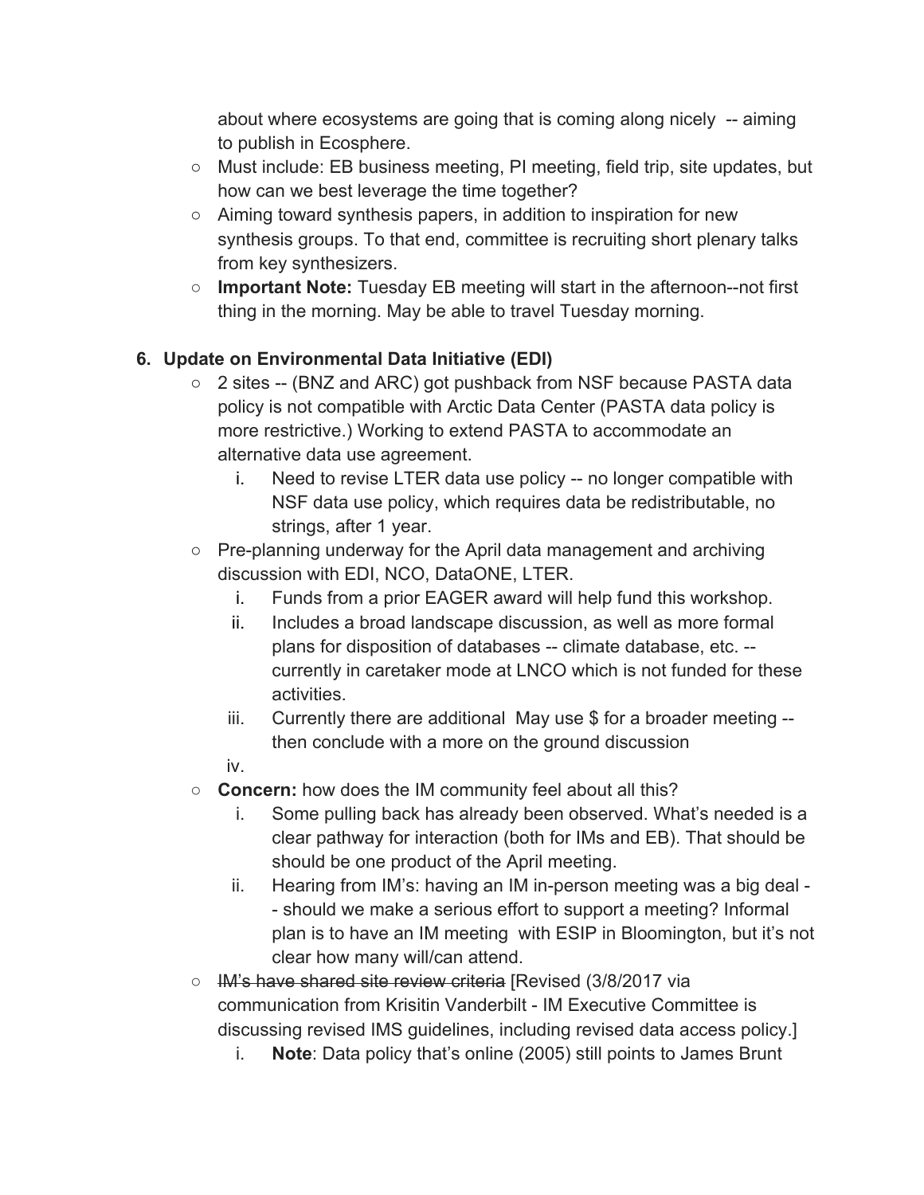about where ecosystems are going that is coming along nicely -- aiming to publish in Ecosphere.

- Must include: EB business meeting, PI meeting, field trip, site updates, but how can we best leverage the time together?
- Aiming toward synthesis papers, in addition to inspiration for new synthesis groups. To that end, committee is recruiting short plenary talks from key synthesizers.
- **Important Note:** Tuesday EB meeting will start in the afternoon--not first thing in the morning. May be able to travel Tuesday morning.

6. **Update on Environmental Data Initiative (EDI)**
   - 2 sites -- (BNZ and ARC) got pushback from NSF because PASTA data policy is not compatible with Arctic Data Center (PASTA data policy is more restrictive.) Working to extend PASTA to accommodate an alternative data use agreement.
     i. Need to revise LTER data use policy -- no longer compatible with NSF data use policy, which requires data be redistributable, no strings, after 1 year.
   - Pre-planning underway for the April data management and archiving discussion with EDI, NCO, DataONE, LTER.
     i. Funds from a prior EAGER award will help fund this workshop.
     ii. Includes a broad landscape discussion, as well as more formal plans for disposition of databases -- climate database, etc. -- currently in caretaker mode at LNCO which is not funded for these activities.
     iii. Currently there are additional May use $ for a broader meeting -- then conclude with a more on the ground discussion
     iv.
   - **Concern:** how does the IM community feel about all this?
     i. Some pulling back has already been observed. What's needed is a clear pathway for interaction (both for IMs and EB). That should be should be one product of the April meeting.
     ii. Hearing from IM's: having an IM in-person meeting was a big deal - - should we make a serious effort to support a meeting? Informal plan is to have an IM meeting with ESIP in Bloomington, but it's not clear how many will/can attend.
   - ~~IM's have shared site review criteria~~ [Revised (3/8/2017 via communication from Krisitin Vanderbilt - IM Executive Committee is discussing revised IMS guidelines, including revised data access policy.]
     i. **Note**: Data policy that's online (2005) still points to James Brunt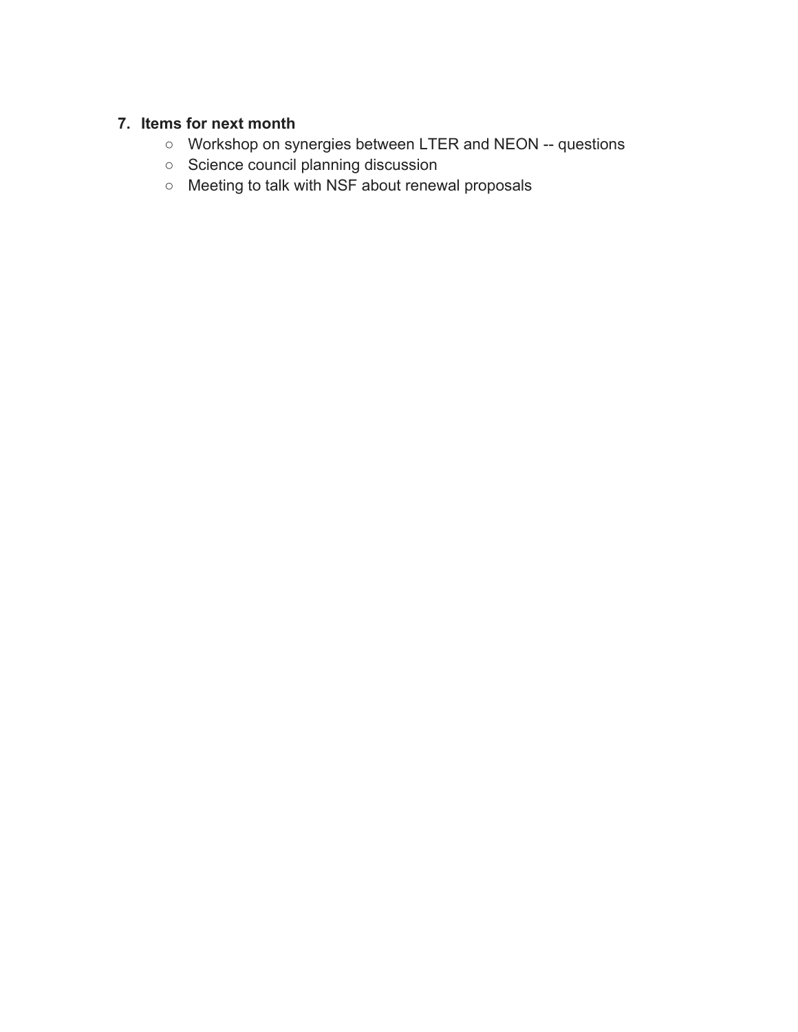7. **Items for next month**
    - Workshop on synergies between LTER and NEON -- questions
    - Science council planning discussion
    - Meeting to talk with NSF about renewal proposals